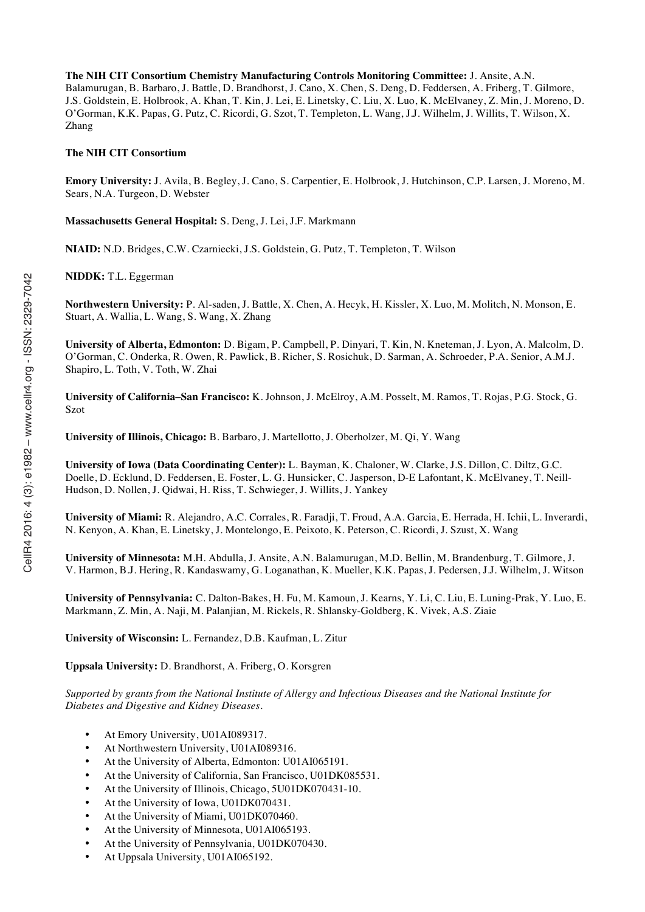**The NIH CIT Consortium Chemistry Manufacturing Controls Monitoring Committee:** J. Ansite, A.N. Balamurugan, B. Barbaro, J. Battle, D. Brandhorst, J. Cano, X. Chen, S. Deng, D. Feddersen, A. Friberg, T. Gilmore, J.S. Goldstein, E. Holbrook, A. Khan, T. Kin, J. Lei, E. Linetsky, C. Liu, X. Luo, K. McElvaney, Z. Min, J. Moreno, D. O'Gorman, K.K. Papas, G. Putz, C. Ricordi, G. Szot, T. Templeton, L. Wang, J.J. Wilhelm, J. Willits, T. Wilson, X. Zhang

**The NIH CIT Consortium**

**Emory University:** J. Avila, B. Begley, J. Cano, S. Carpentier, E. Holbrook, J. Hutchinson, C.P. Larsen, J. Moreno, M. Sears, N.A. Turgeon, D. Webster

**Massachusetts General Hospital:** S. Deng, J. Lei, J.F. Markmann

**NIAID:** N.D. Bridges, C.W. Czarniecki, J.S. Goldstein, G. Putz, T. Templeton, T. Wilson

**NIDDK:** T.L. Eggerman

**Northwestern University:** P. Al-saden, J. Battle, X. Chen, A. Hecyk, H. Kissler, X. Luo, M. Molitch, N. Monson, E. Stuart, A. Wallia, L. Wang, S. Wang, X. Zhang

**University of Alberta, Edmonton:** D. Bigam, P. Campbell, P. Dinyari, T. Kin, N. Kneteman, J. Lyon, A. Malcolm, D. O'Gorman, C. Onderka, R. Owen, R. Pawlick, B. Richer, S. Rosichuk, D. Sarman, A. Schroeder, P.A. Senior, A.M.J. Shapiro, L. Toth, V. Toth, W. Zhai

**University of California–San Francisco:** K. Johnson, J. McElroy, A.M. Posselt, M. Ramos, T. Rojas, P.G. Stock, G. Szot

**University of Illinois, Chicago:** B. Barbaro, J. Martellotto, J. Oberholzer, M. Qi, Y. Wang

**University of Iowa (Data Coordinating Center):** L. Bayman, K. Chaloner, W. Clarke, J.S. Dillon, C. Diltz, G.C. Doelle, D. Ecklund, D. Feddersen, E. Foster, L. G. Hunsicker, C. Jasperson, D-E Lafontant, K. McElvaney, T. Neill-Hudson, D. Nollen, J. Qidwai, H. Riss, T. Schwieger, J. Willits, J. Yankey

**University of Miami:** R. Alejandro, A.C. Corrales, R. Faradji, T. Froud, A.A. Garcia, E. Herrada, H. Ichii, L. Inverardi, N. Kenyon, A. Khan, E. Linetsky, J. Montelongo, E. Peixoto, K. Peterson, C. Ricordi, J. Szust, X. Wang

**University of Minnesota:** M.H. Abdulla, J. Ansite, A.N. Balamurugan, M.D. Bellin, M. Brandenburg, T. Gilmore, J. V. Harmon, B.J. Hering, R. Kandaswamy, G. Loganathan, K. Mueller, K.K. Papas, J. Pedersen, J.J. Wilhelm, J. Witson

**University of Pennsylvania:** C. Dalton-Bakes, H. Fu, M. Kamoun, J. Kearns, Y. Li, C. Liu, E. Luning-Prak, Y. Luo, E. Markmann, Z. Min, A. Naji, M. Palanjian, M. Rickels, R. Shlansky-Goldberg, K. Vivek, A.S. Ziaie

**University of Wisconsin:** L. Fernandez, D.B. Kaufman, L. Zitur

**Uppsala University:** D. Brandhorst, A. Friberg, O. Korsgren

*Supported by grants from the National Institute of Allergy and Infectious Diseases and the National Institute for Diabetes and Digestive and Kidney Diseases.*

- At Emory University, U01AI089317.
- At Northwestern University, U01AI089316.
- At the University of Alberta, Edmonton: U01AI065191.
- At the University of California, San Francisco, U01DK085531.
- At the University of Illinois, Chicago, 5U01DK070431-10.
- At the University of Iowa, U01DK070431.
- At the University of Miami, U01DK070460.
- At the University of Minnesota, U01AI065193.
- At the University of Pennsylvania, U01DK070430.
- At Uppsala University, U01AI065192.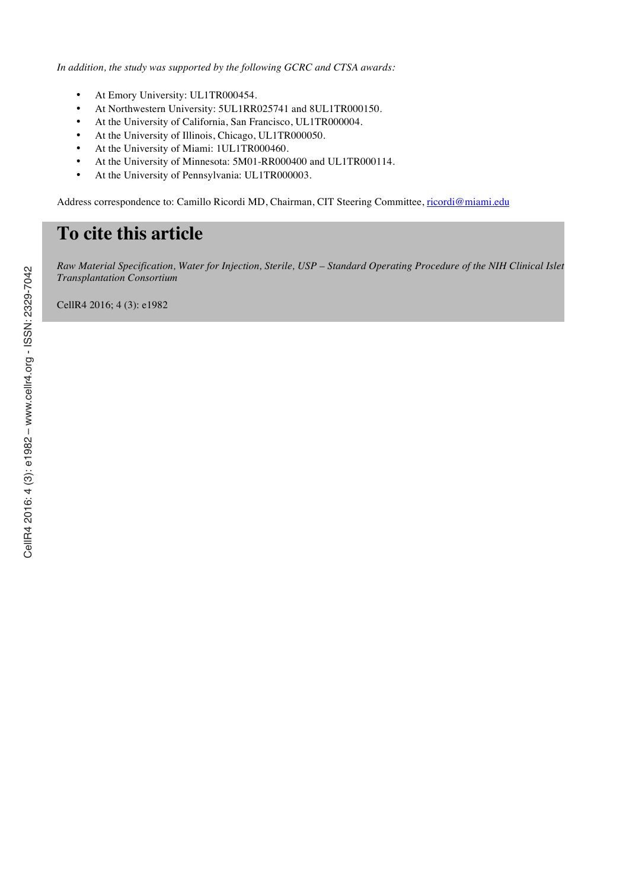*In addition, the study was supported by the following GCRC and CTSA awards:*

- At Emory University: UL1TR000454.
- At Northwestern University: 5UL1RR025741 and 8UL1TR000150.
- At the University of California, San Francisco, UL1TR000004.
- At the University of Illinois, Chicago, UL1TR000050.
- At the University of Miami: 1UL1TR000460.
- At the University of Minnesota: 5M01-RR000400 and UL1TR000114.
- At the University of Pennsylvania: UL1TR000003.

Address correspondence to: Camillo Ricordi MD, Chairman, CIT Steering Committee, ricordi@miami.edu

# To cite this article

*Raw Material Specification, Water for Injection, Sterile, USP – Standard Operating Procedure of the NIH Clinical Islet Transplantation Consortium*

CellR4 2016; 4 (3): e1982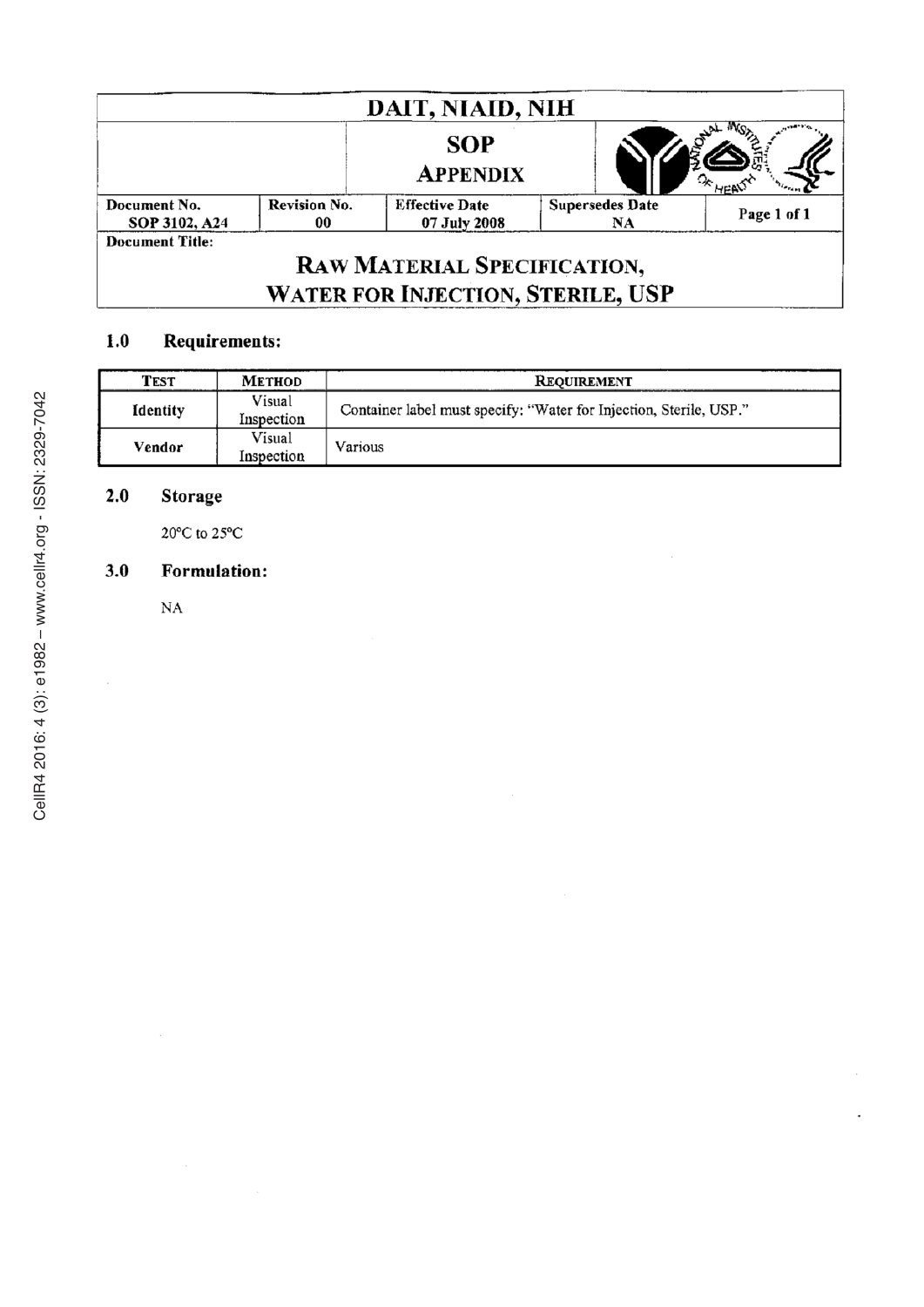| DAIT, NIAID, NIH | | | | |
| --- | --- | --- | --- | --- |
| | SOP APPENDIX | | | |
| **Document No.** SOP 3102, A24 | **Revision No.** 00 | **Effective Date** 07 July 2008 | **Supersedes Date** NA | **Page 1 of 1** |
| **Document Title:** RAW MATERIAL SPECIFICATION, WATER FOR INJECTION, STERILE, USP | | | | |

## 1.0 Requirements:

| TEST | METHOD | REQUIREMENT |
| --- | --- | --- |
| Identity | Visual Inspection | Container label must specify: "Water for Injection, Sterile, USP." |
| Vendor | Visual Inspection | Various |

## 2.0 Storage

20°C to 25°C

## 3.0 Formulation:

NA